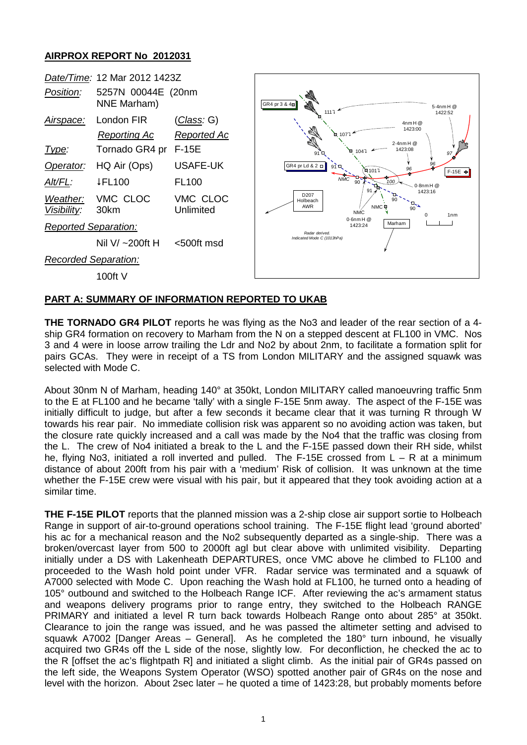## AIRPROX REPORT No 2012031

| | | |
|---|---|---|
| *Date/Time:* | 12 Mar 2012 1423Z | |
| *Position:* | 5257N 00044E (20nm NNE Marham) | |
| *Airspace:* | London FIR | (*Class*: G) |
| | *Reporting Ac* | *Reported Ac* |
| *Type:* | Tornado GR4 pr | F-15E |
| *Operator:* | HQ Air (Ops) | USAFE-UK |
| *Alt/FL:* | ↓FL100 | FL100 |
| *Weather:* | VMC CLOC | VMC CLOC |
| *Visibility:* | 30km | Unlimited |
| *Reported Separation:* | | |
| | Nil V/ ~200ft H | <500ft msd |
| *Recorded Separation:* | | |
| | 100ft V | |

### PART A: SUMMARY OF INFORMATION REPORTED TO UKAB

**THE TORNADO GR4 PILOT** reports he was flying as the No3 and leader of the rear section of a 4-ship GR4 formation on recovery to Marham from the N on a stepped descent at FL100 in VMC. Nos 3 and 4 were in loose arrow trailing the Ldr and No2 by about 2nm, to facilitate a formation split for pairs GCAs. They were in receipt of a TS from London MILITARY and the assigned squawk was selected with Mode C.

About 30nm N of Marham, heading 140° at 350kt, London MILITARY called manoeuvring traffic 5nm to the E at FL100 and he became 'tally' with a single F-15E 5nm away. The aspect of the F-15E was initially difficult to judge, but after a few seconds it became clear that it was turning R through W towards his rear pair. No immediate collision risk was apparent so no avoiding action was taken, but the closure rate quickly increased and a call was made by the No4 that the traffic was closing from the L. The crew of No4 initiated a break to the L and the F-15E passed down their RH side, whilst he, flying No3, initiated a roll inverted and pulled. The F-15E crossed from L – R at a minimum distance of about 200ft from his pair with a 'medium' Risk of collision. It was unknown at the time whether the F-15E crew were visual with his pair, but it appeared that they took avoiding action at a similar time.

**THE F-15E PILOT** reports that the planned mission was a 2-ship close air support sortie to Holbeach Range in support of air-to-ground operations school training. The F-15E flight lead 'ground aborted' his ac for a mechanical reason and the No2 subsequently departed as a single-ship. There was a broken/overcast layer from 500 to 2000ft agl but clear above with unlimited visibility. Departing initially under a DS with Lakenheath DEPARTURES, once VMC above he climbed to FL100 and proceeded to the Wash hold point under VFR. Radar service was terminated and a squawk of A7000 selected with Mode C. Upon reaching the Wash hold at FL100, he turned onto a heading of 105° outbound and switched to the Holbeach Range ICF. After reviewing the ac's armament status and weapons delivery programs prior to range entry, they switched to the Holbeach RANGE PRIMARY and initiated a level R turn back towards Holbeach Range onto about 285° at 350kt. Clearance to join the range was issued, and he was passed the altimeter setting and advised to squawk A7002 [Danger Areas – General]. As he completed the 180° turn inbound, he visually acquired two GR4s off the L side of the nose, slightly low. For deconfliction, he checked the ac to the R [offset the ac's flightpath R] and initiated a slight climb. As the initial pair of GR4s passed on the left side, the Weapons System Operator (WSO) spotted another pair of GR4s on the nose and level with the horizon. About 2sec later – he quoted a time of 1423:28, but probably moments before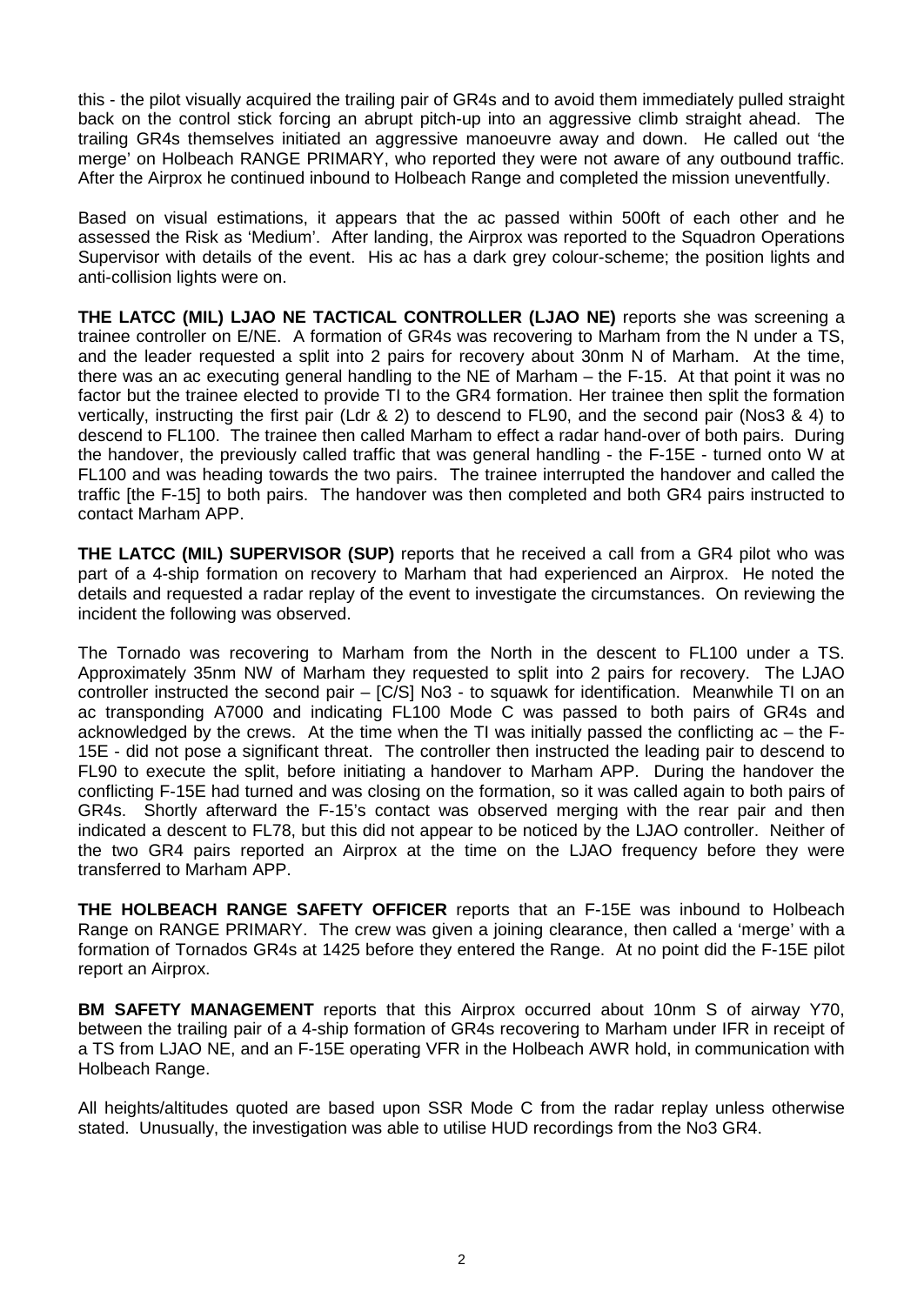this - the pilot visually acquired the trailing pair of GR4s and to avoid them immediately pulled straight back on the control stick forcing an abrupt pitch-up into an aggressive climb straight ahead. The trailing GR4s themselves initiated an aggressive manoeuvre away and down. He called out 'the merge' on Holbeach RANGE PRIMARY, who reported they were not aware of any outbound traffic. After the Airprox he continued inbound to Holbeach Range and completed the mission uneventfully.

Based on visual estimations, it appears that the ac passed within 500ft of each other and he assessed the Risk as 'Medium'. After landing, the Airprox was reported to the Squadron Operations Supervisor with details of the event. His ac has a dark grey colour-scheme; the position lights and anti-collision lights were on.

**THE LATCC (MIL) LJAO NE TACTICAL CONTROLLER (LJAO NE)** reports she was screening a trainee controller on E/NE. A formation of GR4s was recovering to Marham from the N under a TS, and the leader requested a split into 2 pairs for recovery about 30nm N of Marham. At the time, there was an ac executing general handling to the NE of Marham – the F-15. At that point it was no factor but the trainee elected to provide TI to the GR4 formation. Her trainee then split the formation vertically, instructing the first pair (Ldr & 2) to descend to FL90, and the second pair (Nos3 & 4) to descend to FL100. The trainee then called Marham to effect a radar hand-over of both pairs. During the handover, the previously called traffic that was general handling - the F-15E - turned onto W at FL100 and was heading towards the two pairs. The trainee interrupted the handover and called the traffic [the F-15] to both pairs. The handover was then completed and both GR4 pairs instructed to contact Marham APP.

**THE LATCC (MIL) SUPERVISOR (SUP)** reports that he received a call from a GR4 pilot who was part of a 4-ship formation on recovery to Marham that had experienced an Airprox. He noted the details and requested a radar replay of the event to investigate the circumstances. On reviewing the incident the following was observed.

The Tornado was recovering to Marham from the North in the descent to FL100 under a TS. Approximately 35nm NW of Marham they requested to split into 2 pairs for recovery. The LJAO controller instructed the second pair – [C/S] No3 - to squawk for identification. Meanwhile TI on an ac transponding A7000 and indicating FL100 Mode C was passed to both pairs of GR4s and acknowledged by the crews. At the time when the TI was initially passed the conflicting ac – the F-15E - did not pose a significant threat. The controller then instructed the leading pair to descend to FL90 to execute the split, before initiating a handover to Marham APP. During the handover the conflicting F-15E had turned and was closing on the formation, so it was called again to both pairs of GR4s. Shortly afterward the F-15's contact was observed merging with the rear pair and then indicated a descent to FL78, but this did not appear to be noticed by the LJAO controller. Neither of the two GR4 pairs reported an Airprox at the time on the LJAO frequency before they were transferred to Marham APP.

**THE HOLBEACH RANGE SAFETY OFFICER** reports that an F-15E was inbound to Holbeach Range on RANGE PRIMARY. The crew was given a joining clearance, then called a 'merge' with a formation of Tornados GR4s at 1425 before they entered the Range. At no point did the F-15E pilot report an Airprox.

**BM SAFETY MANAGEMENT** reports that this Airprox occurred about 10nm S of airway Y70, between the trailing pair of a 4-ship formation of GR4s recovering to Marham under IFR in receipt of a TS from LJAO NE, and an F-15E operating VFR in the Holbeach AWR hold, in communication with Holbeach Range.

All heights/altitudes quoted are based upon SSR Mode C from the radar replay unless otherwise stated. Unusually, the investigation was able to utilise HUD recordings from the No3 GR4.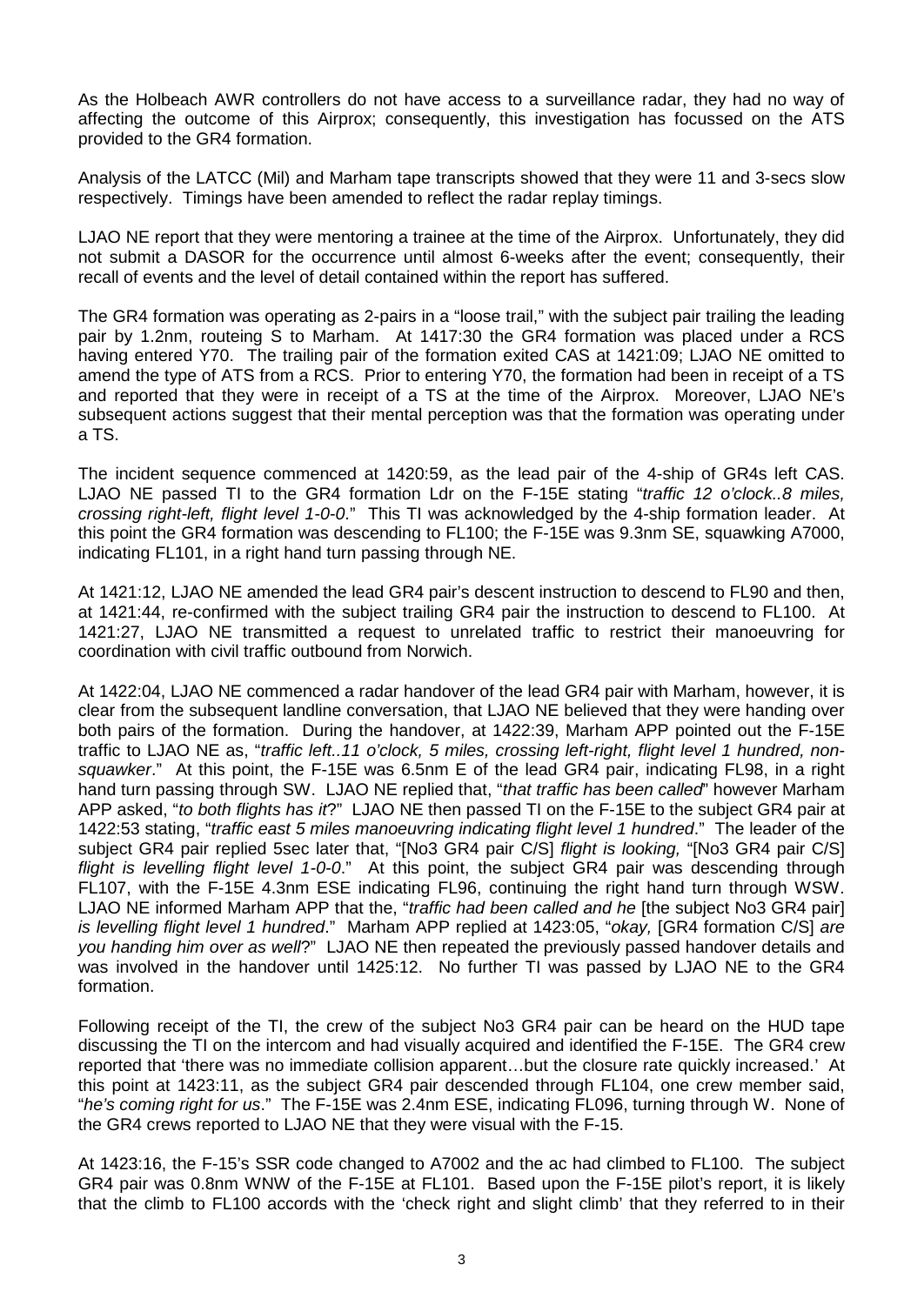As the Holbeach AWR controllers do not have access to a surveillance radar, they had no way of affecting the outcome of this Airprox; consequently, this investigation has focussed on the ATS provided to the GR4 formation.

Analysis of the LATCC (Mil) and Marham tape transcripts showed that they were 11 and 3-secs slow respectively. Timings have been amended to reflect the radar replay timings.

LJAO NE report that they were mentoring a trainee at the time of the Airprox. Unfortunately, they did not submit a DASOR for the occurrence until almost 6-weeks after the event; consequently, their recall of events and the level of detail contained within the report has suffered.

The GR4 formation was operating as 2-pairs in a "loose trail," with the subject pair trailing the leading pair by 1.2nm, routeing S to Marham. At 1417:30 the GR4 formation was placed under a RCS having entered Y70. The trailing pair of the formation exited CAS at 1421:09; LJAO NE omitted to amend the type of ATS from a RCS. Prior to entering Y70, the formation had been in receipt of a TS and reported that they were in receipt of a TS at the time of the Airprox. Moreover, LJAO NE's subsequent actions suggest that their mental perception was that the formation was operating under a TS.

The incident sequence commenced at 1420:59, as the lead pair of the 4-ship of GR4s left CAS. LJAO NE passed TI to the GR4 formation Ldr on the F-15E stating "*traffic 12 o'clock..8 miles, crossing right-left, flight level 1-0-0*." This TI was acknowledged by the 4-ship formation leader. At this point the GR4 formation was descending to FL100; the F-15E was 9.3nm SE, squawking A7000, indicating FL101, in a right hand turn passing through NE.

At 1421:12, LJAO NE amended the lead GR4 pair's descent instruction to descend to FL90 and then, at 1421:44, re-confirmed with the subject trailing GR4 pair the instruction to descend to FL100. At 1421:27, LJAO NE transmitted a request to unrelated traffic to restrict their manoeuvring for coordination with civil traffic outbound from Norwich.

At 1422:04, LJAO NE commenced a radar handover of the lead GR4 pair with Marham, however, it is clear from the subsequent landline conversation, that LJAO NE believed that they were handing over both pairs of the formation. During the handover, at 1422:39, Marham APP pointed out the F-15E traffic to LJAO NE as, "*traffic left..11 o'clock, 5 miles, crossing left-right, flight level 1 hundred, non-squawker*." At this point, the F-15E was 6.5nm E of the lead GR4 pair, indicating FL98, in a right hand turn passing through SW. LJAO NE replied that, "*that traffic has been called*" however Marham APP asked, "*to both flights has it*?" LJAO NE then passed TI on the F-15E to the subject GR4 pair at 1422:53 stating, "*traffic east 5 miles manoeuvring indicating flight level 1 hundred*." The leader of the subject GR4 pair replied 5sec later that, "[No3 GR4 pair C/S] *flight is looking,* "[No3 GR4 pair C/S] *flight is levelling flight level 1-0-0*." At this point, the subject GR4 pair was descending through FL107, with the F-15E 4.3nm ESE indicating FL96, continuing the right hand turn through WSW. LJAO NE informed Marham APP that the, "*traffic had been called and he* [the subject No3 GR4 pair] *is levelling flight level 1 hundred*." Marham APP replied at 1423:05, "*okay,* [GR4 formation C/S] *are you handing him over as well*?" LJAO NE then repeated the previously passed handover details and was involved in the handover until 1425:12. No further TI was passed by LJAO NE to the GR4 formation.

Following receipt of the TI, the crew of the subject No3 GR4 pair can be heard on the HUD tape discussing the TI on the intercom and had visually acquired and identified the F-15E. The GR4 crew reported that 'there was no immediate collision apparent…but the closure rate quickly increased.' At this point at 1423:11, as the subject GR4 pair descended through FL104, one crew member said, "*he's coming right for us*." The F-15E was 2.4nm ESE, indicating FL096, turning through W. None of the GR4 crews reported to LJAO NE that they were visual with the F-15.

At 1423:16, the F-15's SSR code changed to A7002 and the ac had climbed to FL100. The subject GR4 pair was 0.8nm WNW of the F-15E at FL101. Based upon the F-15E pilot's report, it is likely that the climb to FL100 accords with the 'check right and slight climb' that they referred to in their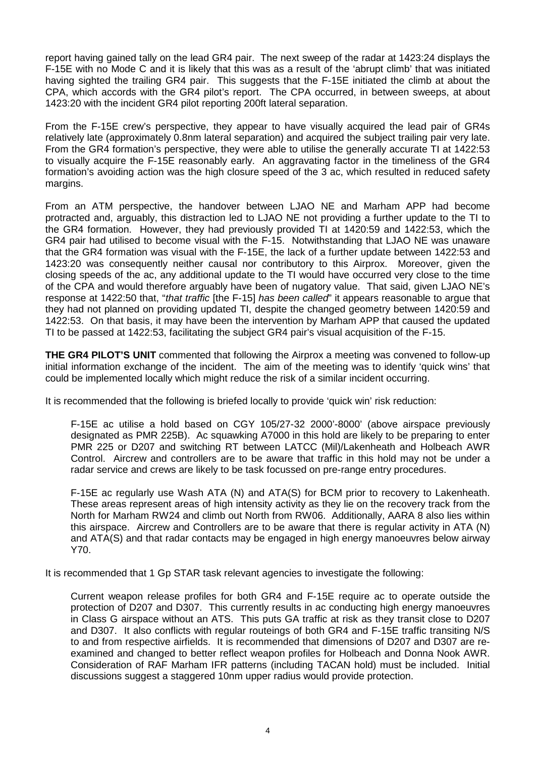report having gained tally on the lead GR4 pair. The next sweep of the radar at 1423:24 displays the F-15E with no Mode C and it is likely that this was as a result of the 'abrupt climb' that was initiated having sighted the trailing GR4 pair. This suggests that the F-15E initiated the climb at about the CPA, which accords with the GR4 pilot's report. The CPA occurred, in between sweeps, at about 1423:20 with the incident GR4 pilot reporting 200ft lateral separation.

From the F-15E crew's perspective, they appear to have visually acquired the lead pair of GR4s relatively late (approximately 0.8nm lateral separation) and acquired the subject trailing pair very late. From the GR4 formation's perspective, they were able to utilise the generally accurate TI at 1422:53 to visually acquire the F-15E reasonably early. An aggravating factor in the timeliness of the GR4 formation's avoiding action was the high closure speed of the 3 ac, which resulted in reduced safety margins.

From an ATM perspective, the handover between LJAO NE and Marham APP had become protracted and, arguably, this distraction led to LJAO NE not providing a further update to the TI to the GR4 formation. However, they had previously provided TI at 1420:59 and 1422:53, which the GR4 pair had utilised to become visual with the F-15. Notwithstanding that LJAO NE was unaware that the GR4 formation was visual with the F-15E, the lack of a further update between 1422:53 and 1423:20 was consequently neither causal nor contributory to this Airprox. Moreover, given the closing speeds of the ac, any additional update to the TI would have occurred very close to the time of the CPA and would therefore arguably have been of nugatory value. That said, given LJAO NE's response at 1422:50 that, "*that traffic* [the F-15] *has been called*" it appears reasonable to argue that they had not planned on providing updated TI, despite the changed geometry between 1420:59 and 1422:53. On that basis, it may have been the intervention by Marham APP that caused the updated TI to be passed at 1422:53, facilitating the subject GR4 pair's visual acquisition of the F-15.

**THE GR4 PILOT'S UNIT** commented that following the Airprox a meeting was convened to follow-up initial information exchange of the incident. The aim of the meeting was to identify 'quick wins' that could be implemented locally which might reduce the risk of a similar incident occurring.

It is recommended that the following is briefed locally to provide 'quick win' risk reduction:

> F-15E ac utilise a hold based on CGY 105/27-32 2000'-8000' (above airspace previously designated as PMR 225B). Ac squawking A7000 in this hold are likely to be preparing to enter PMR 225 or D207 and switching RT between LATCC (Mil)/Lakenheath and Holbeach AWR Control. Aircrew and controllers are to be aware that traffic in this hold may not be under a radar service and crews are likely to be task focussed on pre-range entry procedures.
>
> F-15E ac regularly use Wash ATA (N) and ATA(S) for BCM prior to recovery to Lakenheath. These areas represent areas of high intensity activity as they lie on the recovery track from the North for Marham RW24 and climb out North from RW06. Additionally, AARA 8 also lies within this airspace. Aircrew and Controllers are to be aware that there is regular activity in ATA (N) and ATA(S) and that radar contacts may be engaged in high energy manoeuvres below airway Y70.

It is recommended that 1 Gp STAR task relevant agencies to investigate the following:

> Current weapon release profiles for both GR4 and F-15E require ac to operate outside the protection of D207 and D307. This currently results in ac conducting high energy manoeuvres in Class G airspace without an ATS. This puts GA traffic at risk as they transit close to D207 and D307. It also conflicts with regular routeings of both GR4 and F-15E traffic transiting N/S to and from respective airfields. It is recommended that dimensions of D207 and D307 are re-examined and changed to better reflect weapon profiles for Holbeach and Donna Nook AWR. Consideration of RAF Marham IFR patterns (including TACAN hold) must be included. Initial discussions suggest a staggered 10nm upper radius would provide protection.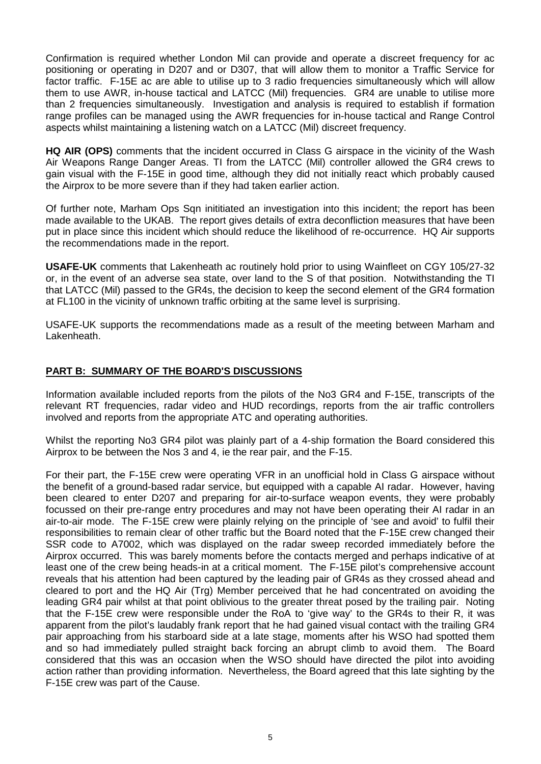Confirmation is required whether London Mil can provide and operate a discreet frequency for ac positioning or operating in D207 and or D307, that will allow them to monitor a Traffic Service for factor traffic. F-15E ac are able to utilise up to 3 radio frequencies simultaneously which will allow them to use AWR, in-house tactical and LATCC (Mil) frequencies. GR4 are unable to utilise more than 2 frequencies simultaneously. Investigation and analysis is required to establish if formation range profiles can be managed using the AWR frequencies for in-house tactical and Range Control aspects whilst maintaining a listening watch on a LATCC (Mil) discreet frequency.

**HQ AIR (OPS)** comments that the incident occurred in Class G airspace in the vicinity of the Wash Air Weapons Range Danger Areas. TI from the LATCC (Mil) controller allowed the GR4 crews to gain visual with the F-15E in good time, although they did not initially react which probably caused the Airprox to be more severe than if they had taken earlier action.

Of further note, Marham Ops Sqn inititiated an investigation into this incident; the report has been made available to the UKAB. The report gives details of extra deconfliction measures that have been put in place since this incident which should reduce the likelihood of re-occurrence. HQ Air supports the recommendations made in the report.

**USAFE-UK** comments that Lakenheath ac routinely hold prior to using Wainfleet on CGY 105/27-32 or, in the event of an adverse sea state, over land to the S of that position. Notwithstanding the TI that LATCC (Mil) passed to the GR4s, the decision to keep the second element of the GR4 formation at FL100 in the vicinity of unknown traffic orbiting at the same level is surprising.

USAFE-UK supports the recommendations made as a result of the meeting between Marham and Lakenheath.

## PART B: SUMMARY OF THE BOARD'S DISCUSSIONS

Information available included reports from the pilots of the No3 GR4 and F-15E, transcripts of the relevant RT frequencies, radar video and HUD recordings, reports from the air traffic controllers involved and reports from the appropriate ATC and operating authorities.

Whilst the reporting No3 GR4 pilot was plainly part of a 4-ship formation the Board considered this Airprox to be between the Nos 3 and 4, ie the rear pair, and the F-15.

For their part, the F-15E crew were operating VFR in an unofficial hold in Class G airspace without the benefit of a ground-based radar service, but equipped with a capable AI radar. However, having been cleared to enter D207 and preparing for air-to-surface weapon events, they were probably focussed on their pre-range entry procedures and may not have been operating their AI radar in an air-to-air mode. The F-15E crew were plainly relying on the principle of 'see and avoid' to fulfil their responsibilities to remain clear of other traffic but the Board noted that the F-15E crew changed their SSR code to A7002, which was displayed on the radar sweep recorded immediately before the Airprox occurred. This was barely moments before the contacts merged and perhaps indicative of at least one of the crew being heads-in at a critical moment. The F-15E pilot's comprehensive account reveals that his attention had been captured by the leading pair of GR4s as they crossed ahead and cleared to port and the HQ Air (Trg) Member perceived that he had concentrated on avoiding the leading GR4 pair whilst at that point oblivious to the greater threat posed by the trailing pair. Noting that the F-15E crew were responsible under the RoA to 'give way' to the GR4s to their R, it was apparent from the pilot's laudably frank report that he had gained visual contact with the trailing GR4 pair approaching from his starboard side at a late stage, moments after his WSO had spotted them and so had immediately pulled straight back forcing an abrupt climb to avoid them. The Board considered that this was an occasion when the WSO should have directed the pilot into avoiding action rather than providing information. Nevertheless, the Board agreed that this late sighting by the F-15E crew was part of the Cause.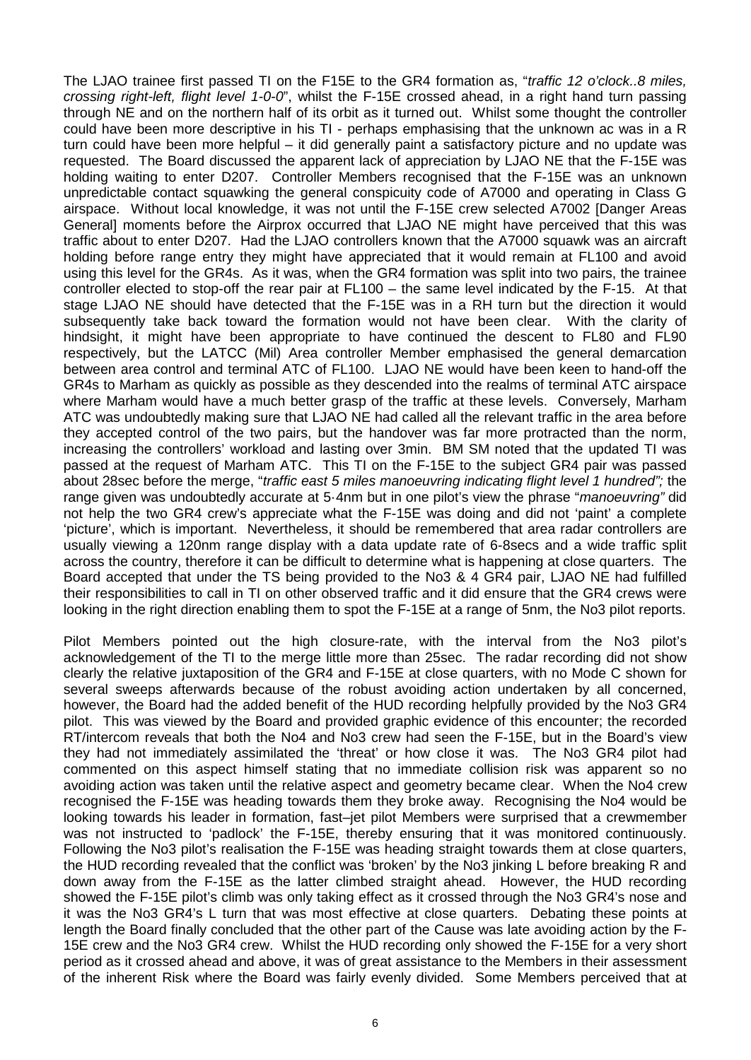The LJAO trainee first passed TI on the F15E to the GR4 formation as, "*traffic 12 o'clock..8 miles, crossing right-left, flight level 1-0-0*", whilst the F-15E crossed ahead, in a right hand turn passing through NE and on the northern half of its orbit as it turned out. Whilst some thought the controller could have been more descriptive in his TI - perhaps emphasising that the unknown ac was in a R turn could have been more helpful – it did generally paint a satisfactory picture and no update was requested. The Board discussed the apparent lack of appreciation by LJAO NE that the F-15E was holding waiting to enter D207. Controller Members recognised that the F-15E was an unknown unpredictable contact squawking the general conspicuity code of A7000 and operating in Class G airspace. Without local knowledge, it was not until the F-15E crew selected A7002 [Danger Areas General] moments before the Airprox occurred that LJAO NE might have perceived that this was traffic about to enter D207. Had the LJAO controllers known that the A7000 squawk was an aircraft holding before range entry they might have appreciated that it would remain at FL100 and avoid using this level for the GR4s. As it was, when the GR4 formation was split into two pairs, the trainee controller elected to stop-off the rear pair at FL100 – the same level indicated by the F-15. At that stage LJAO NE should have detected that the F-15E was in a RH turn but the direction it would subsequently take back toward the formation would not have been clear. With the clarity of hindsight, it might have been appropriate to have continued the descent to FL80 and FL90 respectively, but the LATCC (Mil) Area controller Member emphasised the general demarcation between area control and terminal ATC of FL100. LJAO NE would have been keen to hand-off the GR4s to Marham as quickly as possible as they descended into the realms of terminal ATC airspace where Marham would have a much better grasp of the traffic at these levels. Conversely, Marham ATC was undoubtedly making sure that LJAO NE had called all the relevant traffic in the area before they accepted control of the two pairs, but the handover was far more protracted than the norm, increasing the controllers' workload and lasting over 3min. BM SM noted that the updated TI was passed at the request of Marham ATC. This TI on the F-15E to the subject GR4 pair was passed about 28sec before the merge, "*traffic east 5 miles manoeuvring indicating flight level 1 hundred";* the range given was undoubtedly accurate at 5·4nm but in one pilot's view the phrase "*manoeuvring"* did not help the two GR4 crew's appreciate what the F-15E was doing and did not 'paint' a complete 'picture', which is important. Nevertheless, it should be remembered that area radar controllers are usually viewing a 120nm range display with a data update rate of 6-8secs and a wide traffic split across the country, therefore it can be difficult to determine what is happening at close quarters. The Board accepted that under the TS being provided to the No3 & 4 GR4 pair, LJAO NE had fulfilled their responsibilities to call in TI on other observed traffic and it did ensure that the GR4 crews were looking in the right direction enabling them to spot the F-15E at a range of 5nm, the No3 pilot reports.

Pilot Members pointed out the high closure-rate, with the interval from the No3 pilot's acknowledgement of the TI to the merge little more than 25sec. The radar recording did not show clearly the relative juxtaposition of the GR4 and F-15E at close quarters, with no Mode C shown for several sweeps afterwards because of the robust avoiding action undertaken by all concerned, however, the Board had the added benefit of the HUD recording helpfully provided by the No3 GR4 pilot. This was viewed by the Board and provided graphic evidence of this encounter; the recorded RT/intercom reveals that both the No4 and No3 crew had seen the F-15E, but in the Board's view they had not immediately assimilated the 'threat' or how close it was. The No3 GR4 pilot had commented on this aspect himself stating that no immediate collision risk was apparent so no avoiding action was taken until the relative aspect and geometry became clear. When the No4 crew recognised the F-15E was heading towards them they broke away. Recognising the No4 would be looking towards his leader in formation, fast–jet pilot Members were surprised that a crewmember was not instructed to 'padlock' the F-15E, thereby ensuring that it was monitored continuously. Following the No3 pilot's realisation the F-15E was heading straight towards them at close quarters, the HUD recording revealed that the conflict was 'broken' by the No3 jinking L before breaking R and down away from the F-15E as the latter climbed straight ahead. However, the HUD recording showed the F-15E pilot's climb was only taking effect as it crossed through the No3 GR4's nose and it was the No3 GR4's L turn that was most effective at close quarters. Debating these points at length the Board finally concluded that the other part of the Cause was late avoiding action by the F-15E crew and the No3 GR4 crew. Whilst the HUD recording only showed the F-15E for a very short period as it crossed ahead and above, it was of great assistance to the Members in their assessment of the inherent Risk where the Board was fairly evenly divided. Some Members perceived that at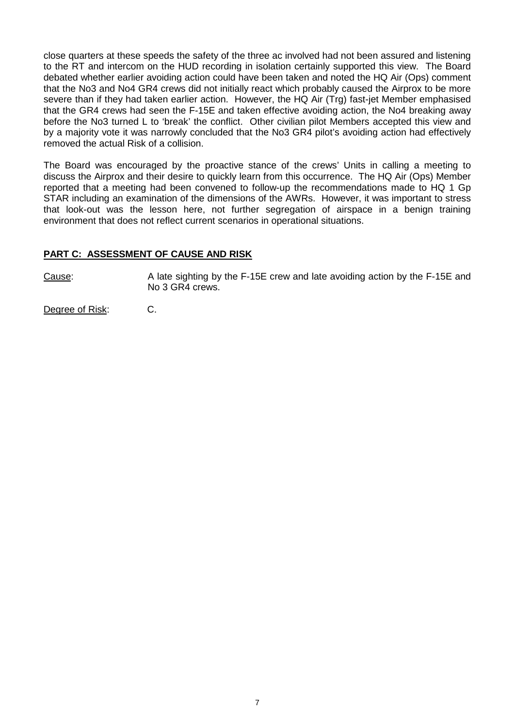close quarters at these speeds the safety of the three ac involved had not been assured and listening to the RT and intercom on the HUD recording in isolation certainly supported this view. The Board debated whether earlier avoiding action could have been taken and noted the HQ Air (Ops) comment that the No3 and No4 GR4 crews did not initially react which probably caused the Airprox to be more severe than if they had taken earlier action. However, the HQ Air (Trg) fast-jet Member emphasised that the GR4 crews had seen the F-15E and taken effective avoiding action, the No4 breaking away before the No3 turned L to 'break' the conflict. Other civilian pilot Members accepted this view and by a majority vote it was narrowly concluded that the No3 GR4 pilot's avoiding action had effectively removed the actual Risk of a collision.

The Board was encouraged by the proactive stance of the crews' Units in calling a meeting to discuss the Airprox and their desire to quickly learn from this occurrence. The HQ Air (Ops) Member reported that a meeting had been convened to follow-up the recommendations made to HQ 1 Gp STAR including an examination of the dimensions of the AWRs. However, it was important to stress that look-out was the lesson here, not further segregation of airspace in a benign training environment that does not reflect current scenarios in operational situations.

## PART C: ASSESSMENT OF CAUSE AND RISK

Cause: A late sighting by the F-15E crew and late avoiding action by the F-15E and No 3 GR4 crews.

Degree of Risk: C.